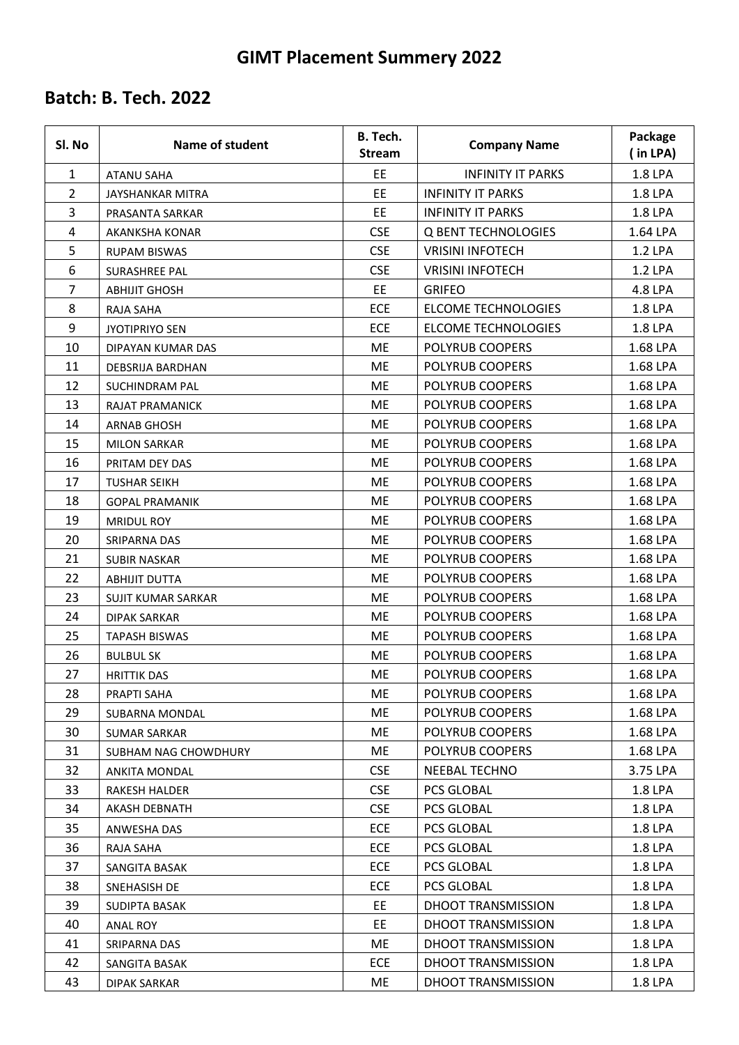# GIMT Placement Summery 2022

## Batch: B. Tech. 2022

| Sl. No | Name of student | B. Tech. Stream | Company Name | Package ( in LPA) |
|---|---|---|---|---|
| 1 | ATANU SAHA | EE | INFINITY IT PARKS | 1.8 LPA |
| 2 | JAYSHANKAR MITRA | EE | INFINITY IT PARKS | 1.8 LPA |
| 3 | PRASANTA SARKAR | EE | INFINITY IT PARKS | 1.8 LPA |
| 4 | AKANKSHA KONAR | CSE | Q BENT TECHNOLOGIES | 1.64 LPA |
| 5 | RUPAM BISWAS | CSE | VRISINI INFOTECH | 1.2 LPA |
| 6 | SURASHREE PAL | CSE | VRISINI INFOTECH | 1.2 LPA |
| 7 | ABHIJIT GHOSH | EE | GRIFEO | 4.8 LPA |
| 8 | RAJA SAHA | ECE | ELCOME TECHNOLOGIES | 1.8 LPA |
| 9 | JYOTIPRIYO SEN | ECE | ELCOME TECHNOLOGIES | 1.8 LPA |
| 10 | DIPAYAN KUMAR DAS | ME | POLYRUB COOPERS | 1.68 LPA |
| 11 | DEBSRIJA BARDHAN | ME | POLYRUB COOPERS | 1.68 LPA |
| 12 | SUCHINDRAM PAL | ME | POLYRUB COOPERS | 1.68 LPA |
| 13 | RAJAT PRAMANICK | ME | POLYRUB COOPERS | 1.68 LPA |
| 14 | ARNAB GHOSH | ME | POLYRUB COOPERS | 1.68 LPA |
| 15 | MILON SARKAR | ME | POLYRUB COOPERS | 1.68 LPA |
| 16 | PRITAM DEY DAS | ME | POLYRUB COOPERS | 1.68 LPA |
| 17 | TUSHAR SEIKH | ME | POLYRUB COOPERS | 1.68 LPA |
| 18 | GOPAL PRAMANIK | ME | POLYRUB COOPERS | 1.68 LPA |
| 19 | MRIDUL ROY | ME | POLYRUB COOPERS | 1.68 LPA |
| 20 | SRIPARNA DAS | ME | POLYRUB COOPERS | 1.68 LPA |
| 21 | SUBIR NASKAR | ME | POLYRUB COOPERS | 1.68 LPA |
| 22 | ABHIJIT DUTTA | ME | POLYRUB COOPERS | 1.68 LPA |
| 23 | SUJIT KUMAR SARKAR | ME | POLYRUB COOPERS | 1.68 LPA |
| 24 | DIPAK SARKAR | ME | POLYRUB COOPERS | 1.68 LPA |
| 25 | TAPASH BISWAS | ME | POLYRUB COOPERS | 1.68 LPA |
| 26 | BULBUL SK | ME | POLYRUB COOPERS | 1.68 LPA |
| 27 | HRITTIK DAS | ME | POLYRUB COOPERS | 1.68 LPA |
| 28 | PRAPTI SAHA | ME | POLYRUB COOPERS | 1.68 LPA |
| 29 | SUBARNA MONDAL | ME | POLYRUB COOPERS | 1.68 LPA |
| 30 | SUMAR SARKAR | ME | POLYRUB COOPERS | 1.68 LPA |
| 31 | SUBHAM NAG CHOWDHURY | ME | POLYRUB COOPERS | 1.68 LPA |
| 32 | ANKITA MONDAL | CSE | NEEBAL TECHNO | 3.75 LPA |
| 33 | RAKESH HALDER | CSE | PCS GLOBAL | 1.8 LPA |
| 34 | AKASH DEBNATH | CSE | PCS GLOBAL | 1.8 LPA |
| 35 | ANWESHA DAS | ECE | PCS GLOBAL | 1.8 LPA |
| 36 | RAJA SAHA | ECE | PCS GLOBAL | 1.8 LPA |
| 37 | SANGITA BASAK | ECE | PCS GLOBAL | 1.8 LPA |
| 38 | SNEHASISH DE | ECE | PCS GLOBAL | 1.8 LPA |
| 39 | SUDIPTA BASAK | EE | DHOOT TRANSMISSION | 1.8 LPA |
| 40 | ANAL ROY | EE | DHOOT TRANSMISSION | 1.8 LPA |
| 41 | SRIPARNA DAS | ME | DHOOT TRANSMISSION | 1.8 LPA |
| 42 | SANGITA BASAK | ECE | DHOOT TRANSMISSION | 1.8 LPA |
| 43 | DIPAK SARKAR | ME | DHOOT TRANSMISSION | 1.8 LPA |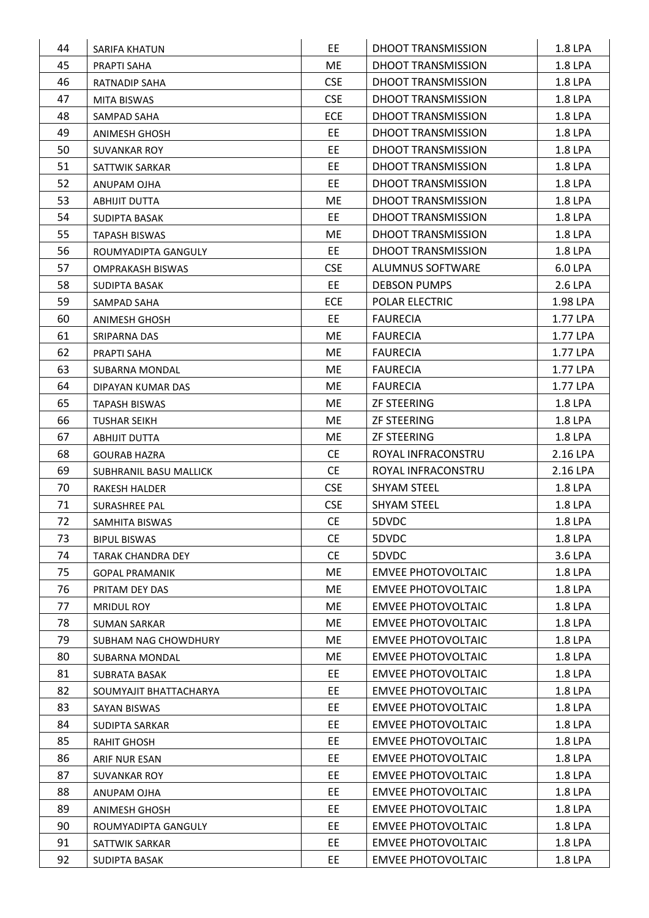| | | | | |
|---|---|---|---|---|
| 44 | SARIFA KHATUN | EE | DHOOT TRANSMISSION | 1.8 LPA |
| 45 | PRAPTI SAHA | ME | DHOOT TRANSMISSION | 1.8 LPA |
| 46 | RATNADIP SAHA | CSE | DHOOT TRANSMISSION | 1.8 LPA |
| 47 | MITA BISWAS | CSE | DHOOT TRANSMISSION | 1.8 LPA |
| 48 | SAMPAD SAHA | ECE | DHOOT TRANSMISSION | 1.8 LPA |
| 49 | ANIMESH GHOSH | EE | DHOOT TRANSMISSION | 1.8 LPA |
| 50 | SUVANKAR ROY | EE | DHOOT TRANSMISSION | 1.8 LPA |
| 51 | SATTWIK SARKAR | EE | DHOOT TRANSMISSION | 1.8 LPA |
| 52 | ANUPAM OJHA | EE | DHOOT TRANSMISSION | 1.8 LPA |
| 53 | ABHIJIT DUTTA | ME | DHOOT TRANSMISSION | 1.8 LPA |
| 54 | SUDIPTA BASAK | EE | DHOOT TRANSMISSION | 1.8 LPA |
| 55 | TAPASH BISWAS | ME | DHOOT TRANSMISSION | 1.8 LPA |
| 56 | ROUMYADIPTA GANGULY | EE | DHOOT TRANSMISSION | 1.8 LPA |
| 57 | OMPRAKASH BISWAS | CSE | ALUMNUS SOFTWARE | 6.0 LPA |
| 58 | SUDIPTA BASAK | EE | DEBSON PUMPS | 2.6 LPA |
| 59 | SAMPAD SAHA | ECE | POLAR ELECTRIC | 1.98 LPA |
| 60 | ANIMESH GHOSH | EE | FAURECIA | 1.77 LPA |
| 61 | SRIPARNA DAS | ME | FAURECIA | 1.77 LPA |
| 62 | PRAPTI SAHA | ME | FAURECIA | 1.77 LPA |
| 63 | SUBARNA MONDAL | ME | FAURECIA | 1.77 LPA |
| 64 | DIPAYAN KUMAR DAS | ME | FAURECIA | 1.77 LPA |
| 65 | TAPASH BISWAS | ME | ZF STEERING | 1.8 LPA |
| 66 | TUSHAR SEIKH | ME | ZF STEERING | 1.8 LPA |
| 67 | ABHIJIT DUTTA | ME | ZF STEERING | 1.8 LPA |
| 68 | GOURAB HAZRA | CE | ROYAL INFRACONSTRU | 2.16 LPA |
| 69 | SUBHRANIL BASU MALLICK | CE | ROYAL INFRACONSTRU | 2.16 LPA |
| 70 | RAKESH HALDER | CSE | SHYAM STEEL | 1.8 LPA |
| 71 | SURASHREE PAL | CSE | SHYAM STEEL | 1.8 LPA |
| 72 | SAMHITA BISWAS | CE | 5DVDC | 1.8 LPA |
| 73 | BIPUL BISWAS | CE | 5DVDC | 1.8 LPA |
| 74 | TARAK CHANDRA DEY | CE | 5DVDC | 3.6 LPA |
| 75 | GOPAL PRAMANIK | ME | EMVEE PHOTOVOLTAIC | 1.8 LPA |
| 76 | PRITAM DEY DAS | ME | EMVEE PHOTOVOLTAIC | 1.8 LPA |
| 77 | MRIDUL ROY | ME | EMVEE PHOTOVOLTAIC | 1.8 LPA |
| 78 | SUMAN SARKAR | ME | EMVEE PHOTOVOLTAIC | 1.8 LPA |
| 79 | SUBHAM NAG CHOWDHURY | ME | EMVEE PHOTOVOLTAIC | 1.8 LPA |
| 80 | SUBARNA MONDAL | ME | EMVEE PHOTOVOLTAIC | 1.8 LPA |
| 81 | SUBRATA BASAK | EE | EMVEE PHOTOVOLTAIC | 1.8 LPA |
| 82 | SOUMYAJIT BHATTACHARYA | EE | EMVEE PHOTOVOLTAIC | 1.8 LPA |
| 83 | SAYAN BISWAS | EE | EMVEE PHOTOVOLTAIC | 1.8 LPA |
| 84 | SUDIPTA SARKAR | EE | EMVEE PHOTOVOLTAIC | 1.8 LPA |
| 85 | RAHIT GHOSH | EE | EMVEE PHOTOVOLTAIC | 1.8 LPA |
| 86 | ARIF NUR ESAN | EE | EMVEE PHOTOVOLTAIC | 1.8 LPA |
| 87 | SUVANKAR ROY | EE | EMVEE PHOTOVOLTAIC | 1.8 LPA |
| 88 | ANUPAM OJHA | EE | EMVEE PHOTOVOLTAIC | 1.8 LPA |
| 89 | ANIMESH GHOSH | EE | EMVEE PHOTOVOLTAIC | 1.8 LPA |
| 90 | ROUMYADIPTA GANGULY | EE | EMVEE PHOTOVOLTAIC | 1.8 LPA |
| 91 | SATTWIK SARKAR | EE | EMVEE PHOTOVOLTAIC | 1.8 LPA |
| 92 | SUDIPTA BASAK | EE | EMVEE PHOTOVOLTAIC | 1.8 LPA |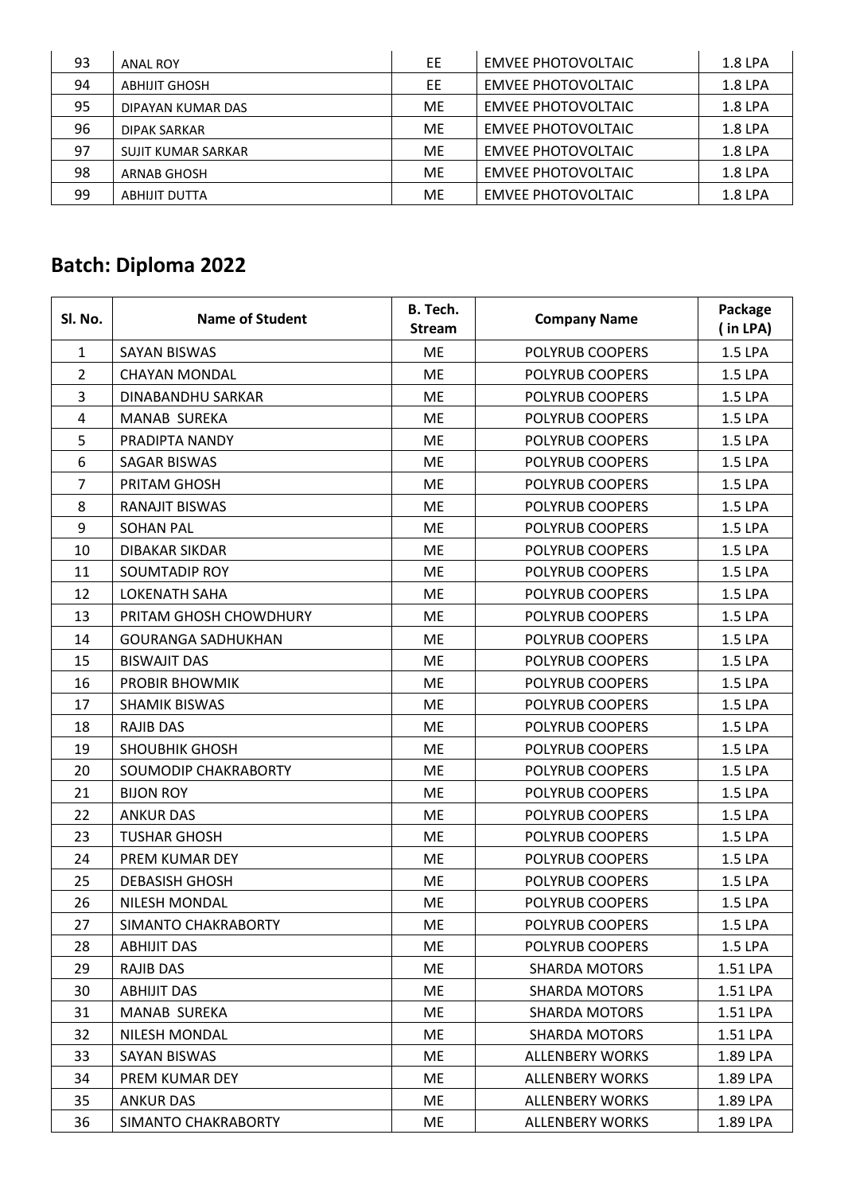| 93 | ANAL ROY | EE | EMVEE PHOTOVOLTAIC | 1.8 LPA |
|---|---|---|---|---|
| 94 | ABHIJIT GHOSH | EE | EMVEE PHOTOVOLTAIC | 1.8 LPA |
| 95 | DIPAYAN KUMAR DAS | ME | EMVEE PHOTOVOLTAIC | 1.8 LPA |
| 96 | DIPAK SARKAR | ME | EMVEE PHOTOVOLTAIC | 1.8 LPA |
| 97 | SUJIT KUMAR SARKAR | ME | EMVEE PHOTOVOLTAIC | 1.8 LPA |
| 98 | ARNAB GHOSH | ME | EMVEE PHOTOVOLTAIC | 1.8 LPA |
| 99 | ABHIJIT DUTTA | ME | EMVEE PHOTOVOLTAIC | 1.8 LPA |

## Batch: Diploma 2022

| Sl. No. | Name of Student | B. Tech. Stream | Company Name | Package ( in LPA) |
|---|---|---|---|---|
| 1 | SAYAN BISWAS | ME | POLYRUB COOPERS | 1.5 LPA |
| 2 | CHAYAN MONDAL | ME | POLYRUB COOPERS | 1.5 LPA |
| 3 | DINABANDHU SARKAR | ME | POLYRUB COOPERS | 1.5 LPA |
| 4 | MANAB SUREKA | ME | POLYRUB COOPERS | 1.5 LPA |
| 5 | PRADIPTA NANDY | ME | POLYRUB COOPERS | 1.5 LPA |
| 6 | SAGAR BISWAS | ME | POLYRUB COOPERS | 1.5 LPA |
| 7 | PRITAM GHOSH | ME | POLYRUB COOPERS | 1.5 LPA |
| 8 | RANAJIT BISWAS | ME | POLYRUB COOPERS | 1.5 LPA |
| 9 | SOHAN PAL | ME | POLYRUB COOPERS | 1.5 LPA |
| 10 | DIBAKAR SIKDAR | ME | POLYRUB COOPERS | 1.5 LPA |
| 11 | SOUMTADIP ROY | ME | POLYRUB COOPERS | 1.5 LPA |
| 12 | LOKENATH SAHA | ME | POLYRUB COOPERS | 1.5 LPA |
| 13 | PRITAM GHOSH CHOWDHURY | ME | POLYRUB COOPERS | 1.5 LPA |
| 14 | GOURANGA SADHUKHAN | ME | POLYRUB COOPERS | 1.5 LPA |
| 15 | BISWAJIT DAS | ME | POLYRUB COOPERS | 1.5 LPA |
| 16 | PROBIR BHOWMIK | ME | POLYRUB COOPERS | 1.5 LPA |
| 17 | SHAMIK BISWAS | ME | POLYRUB COOPERS | 1.5 LPA |
| 18 | RAJIB DAS | ME | POLYRUB COOPERS | 1.5 LPA |
| 19 | SHOUBHIK GHOSH | ME | POLYRUB COOPERS | 1.5 LPA |
| 20 | SOUMODIP CHAKRABORTY | ME | POLYRUB COOPERS | 1.5 LPA |
| 21 | BIJON ROY | ME | POLYRUB COOPERS | 1.5 LPA |
| 22 | ANKUR DAS | ME | POLYRUB COOPERS | 1.5 LPA |
| 23 | TUSHAR GHOSH | ME | POLYRUB COOPERS | 1.5 LPA |
| 24 | PREM KUMAR DEY | ME | POLYRUB COOPERS | 1.5 LPA |
| 25 | DEBASISH GHOSH | ME | POLYRUB COOPERS | 1.5 LPA |
| 26 | NILESH MONDAL | ME | POLYRUB COOPERS | 1.5 LPA |
| 27 | SIMANTO CHAKRABORTY | ME | POLYRUB COOPERS | 1.5 LPA |
| 28 | ABHIJIT DAS | ME | POLYRUB COOPERS | 1.5 LPA |
| 29 | RAJIB DAS | ME | SHARDA MOTORS | 1.51 LPA |
| 30 | ABHIJIT DAS | ME | SHARDA MOTORS | 1.51 LPA |
| 31 | MANAB SUREKA | ME | SHARDA MOTORS | 1.51 LPA |
| 32 | NILESH MONDAL | ME | SHARDA MOTORS | 1.51 LPA |
| 33 | SAYAN BISWAS | ME | ALLENBERY WORKS | 1.89 LPA |
| 34 | PREM KUMAR DEY | ME | ALLENBERY WORKS | 1.89 LPA |
| 35 | ANKUR DAS | ME | ALLENBERY WORKS | 1.89 LPA |
| 36 | SIMANTO CHAKRABORTY | ME | ALLENBERY WORKS | 1.89 LPA |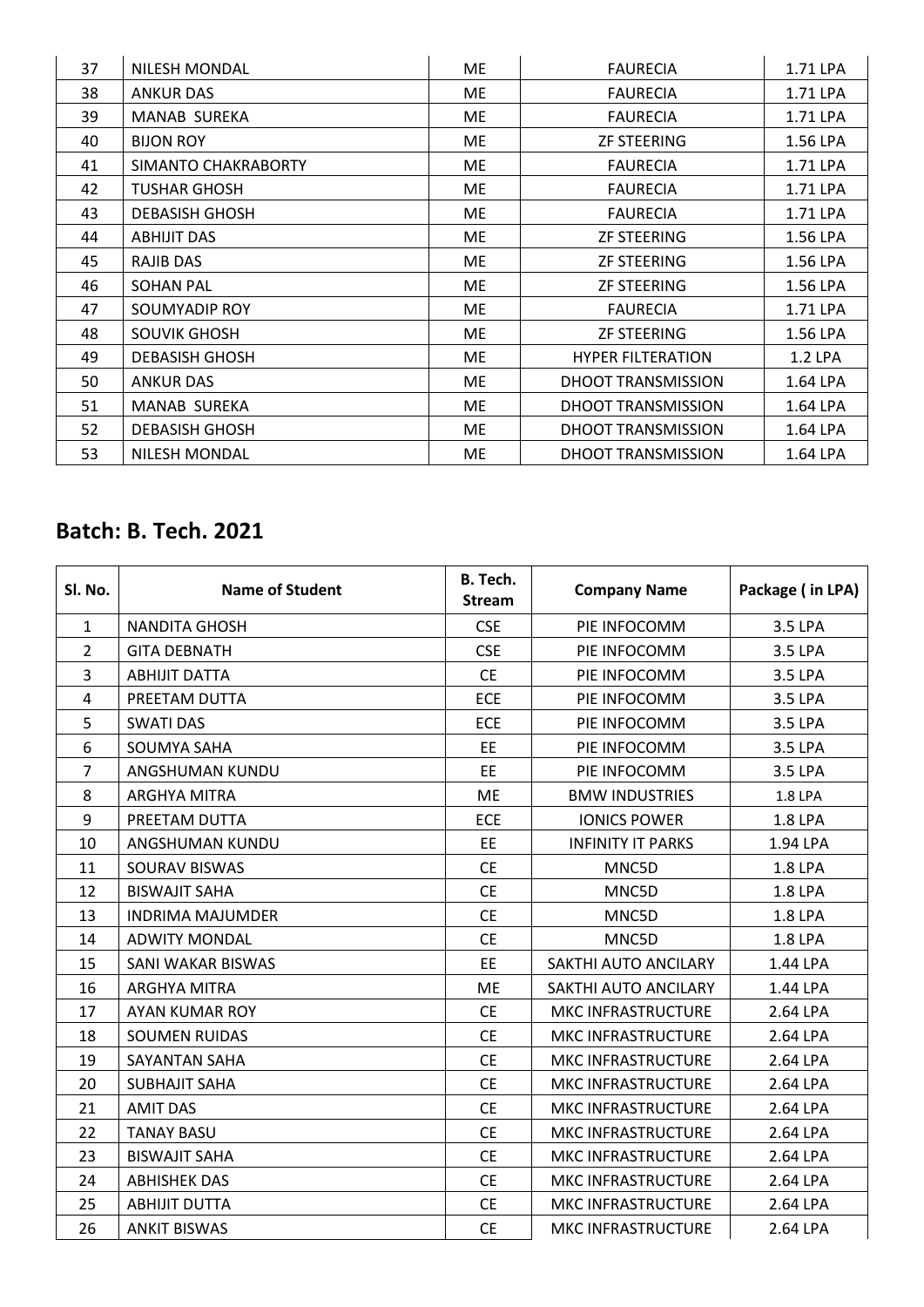| 37 | NILESH MONDAL | ME | FAURECIA | 1.71 LPA |
|---|---|---|---|---|
| 38 | ANKUR DAS | ME | FAURECIA | 1.71 LPA |
| 39 | MANAB SUREKA | ME | FAURECIA | 1.71 LPA |
| 40 | BIJON ROY | ME | ZF STEERING | 1.56 LPA |
| 41 | SIMANTO CHAKRABORTY | ME | FAURECIA | 1.71 LPA |
| 42 | TUSHAR GHOSH | ME | FAURECIA | 1.71 LPA |
| 43 | DEBASISH GHOSH | ME | FAURECIA | 1.71 LPA |
| 44 | ABHIJIT DAS | ME | ZF STEERING | 1.56 LPA |
| 45 | RAJIB DAS | ME | ZF STEERING | 1.56 LPA |
| 46 | SOHAN PAL | ME | ZF STEERING | 1.56 LPA |
| 47 | SOUMYADIP ROY | ME | FAURECIA | 1.71 LPA |
| 48 | SOUVIK GHOSH | ME | ZF STEERING | 1.56 LPA |
| 49 | DEBASISH GHOSH | ME | HYPER FILTERATION | 1.2 LPA |
| 50 | ANKUR DAS | ME | DHOOT TRANSMISSION | 1.64 LPA |
| 51 | MANAB SUREKA | ME | DHOOT TRANSMISSION | 1.64 LPA |
| 52 | DEBASISH GHOSH | ME | DHOOT TRANSMISSION | 1.64 LPA |
| 53 | NILESH MONDAL | ME | DHOOT TRANSMISSION | 1.64 LPA |

## Batch: B. Tech. 2021

| Sl. No. | Name of Student | B. Tech. Stream | Company Name | Package ( in LPA) |
|---|---|---|---|---|
| 1 | NANDITA GHOSH | CSE | PIE INFOCOMM | 3.5 LPA |
| 2 | GITA DEBNATH | CSE | PIE INFOCOMM | 3.5 LPA |
| 3 | ABHIJIT DATTA | CE | PIE INFOCOMM | 3.5 LPA |
| 4 | PREETAM DUTTA | ECE | PIE INFOCOMM | 3.5 LPA |
| 5 | SWATI DAS | ECE | PIE INFOCOMM | 3.5 LPA |
| 6 | SOUMYA SAHA | EE | PIE INFOCOMM | 3.5 LPA |
| 7 | ANGSHUMAN KUNDU | EE | PIE INFOCOMM | 3.5 LPA |
| 8 | ARGHYA MITRA | ME | BMW INDUSTRIES | 1.8 LPA |
| 9 | PREETAM DUTTA | ECE | IONICS POWER | 1.8 LPA |
| 10 | ANGSHUMAN KUNDU | EE | INFINITY IT PARKS | 1.94 LPA |
| 11 | SOURAV BISWAS | CE | MNC5D | 1.8 LPA |
| 12 | BISWAJIT SAHA | CE | MNC5D | 1.8 LPA |
| 13 | INDRIMA MAJUMDER | CE | MNC5D | 1.8 LPA |
| 14 | ADWITY MONDAL | CE | MNC5D | 1.8 LPA |
| 15 | SANI WAKAR BISWAS | EE | SAKTHI AUTO ANCILARY | 1.44 LPA |
| 16 | ARGHYA MITRA | ME | SAKTHI AUTO ANCILARY | 1.44 LPA |
| 17 | AYAN KUMAR ROY | CE | MKC INFRASTRUCTURE | 2.64 LPA |
| 18 | SOUMEN RUIDAS | CE | MKC INFRASTRUCTURE | 2.64 LPA |
| 19 | SAYANTAN SAHA | CE | MKC INFRASTRUCTURE | 2.64 LPA |
| 20 | SUBHAJIT SAHA | CE | MKC INFRASTRUCTURE | 2.64 LPA |
| 21 | AMIT DAS | CE | MKC INFRASTRUCTURE | 2.64 LPA |
| 22 | TANAY BASU | CE | MKC INFRASTRUCTURE | 2.64 LPA |
| 23 | BISWAJIT SAHA | CE | MKC INFRASTRUCTURE | 2.64 LPA |
| 24 | ABHISHEK DAS | CE | MKC INFRASTRUCTURE | 2.64 LPA |
| 25 | ABHIJIT DUTTA | CE | MKC INFRASTRUCTURE | 2.64 LPA |
| 26 | ANKIT BISWAS | CE | MKC INFRASTRUCTURE | 2.64 LPA |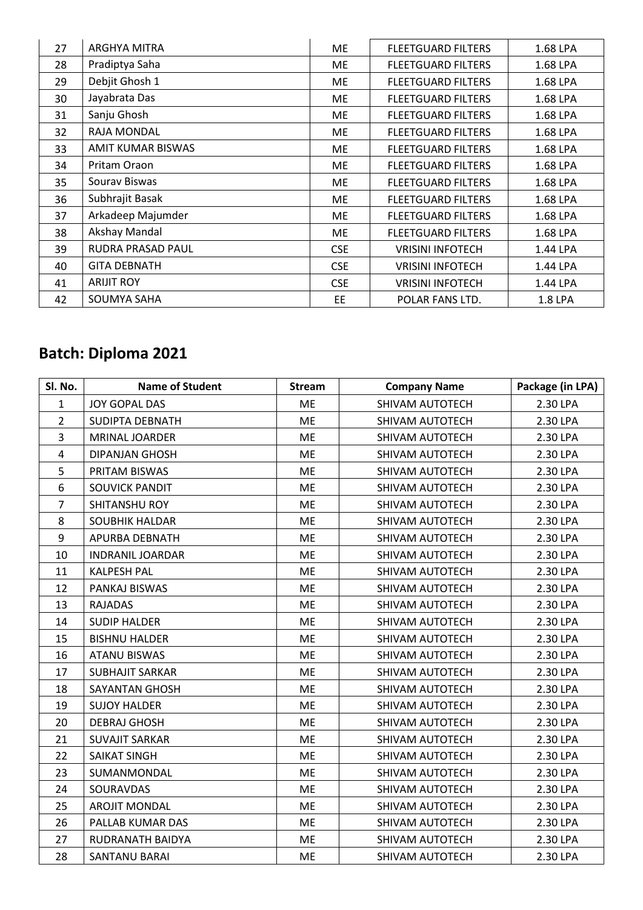| 27 | ARGHYA MITRA | ME | FLEETGUARD FILTERS | 1.68 LPA |
|---|---|---|---|---|
| 28 | Pradiptya Saha | ME | FLEETGUARD FILTERS | 1.68 LPA |
| 29 | Debjit Ghosh 1 | ME | FLEETGUARD FILTERS | 1.68 LPA |
| 30 | Jayabrata Das | ME | FLEETGUARD FILTERS | 1.68 LPA |
| 31 | Sanju Ghosh | ME | FLEETGUARD FILTERS | 1.68 LPA |
| 32 | RAJA MONDAL | ME | FLEETGUARD FILTERS | 1.68 LPA |
| 33 | AMIT KUMAR BISWAS | ME | FLEETGUARD FILTERS | 1.68 LPA |
| 34 | Pritam Oraon | ME | FLEETGUARD FILTERS | 1.68 LPA |
| 35 | Sourav Biswas | ME | FLEETGUARD FILTERS | 1.68 LPA |
| 36 | Subhrajit Basak | ME | FLEETGUARD FILTERS | 1.68 LPA |
| 37 | Arkadeep Majumder | ME | FLEETGUARD FILTERS | 1.68 LPA |
| 38 | Akshay Mandal | ME | FLEETGUARD FILTERS | 1.68 LPA |
| 39 | RUDRA PRASAD PAUL | CSE | VRISINI INFOTECH | 1.44 LPA |
| 40 | GITA DEBNATH | CSE | VRISINI INFOTECH | 1.44 LPA |
| 41 | ARIJIT ROY | CSE | VRISINI INFOTECH | 1.44 LPA |
| 42 | SOUMYA SAHA | EE | POLAR FANS LTD. | 1.8 LPA |

## Batch: Diploma 2021

| Sl. No. | Name of Student | Stream | Company Name | Package (in LPA) |
|---|---|---|---|---|
| 1 | JOY GOPAL DAS | ME | SHIVAM AUTOTECH | 2.30 LPA |
| 2 | SUDIPTA DEBNATH | ME | SHIVAM AUTOTECH | 2.30 LPA |
| 3 | MRINAL JOARDER | ME | SHIVAM AUTOTECH | 2.30 LPA |
| 4 | DIPANJAN GHOSH | ME | SHIVAM AUTOTECH | 2.30 LPA |
| 5 | PRITAM BISWAS | ME | SHIVAM AUTOTECH | 2.30 LPA |
| 6 | SOUVICK PANDIT | ME | SHIVAM AUTOTECH | 2.30 LPA |
| 7 | SHITANSHU ROY | ME | SHIVAM AUTOTECH | 2.30 LPA |
| 8 | SOUBHIK HALDAR | ME | SHIVAM AUTOTECH | 2.30 LPA |
| 9 | APURBA DEBNATH | ME | SHIVAM AUTOTECH | 2.30 LPA |
| 10 | INDRANIL JOARDAR | ME | SHIVAM AUTOTECH | 2.30 LPA |
| 11 | KALPESH PAL | ME | SHIVAM AUTOTECH | 2.30 LPA |
| 12 | PANKAJ BISWAS | ME | SHIVAM AUTOTECH | 2.30 LPA |
| 13 | RAJADAS | ME | SHIVAM AUTOTECH | 2.30 LPA |
| 14 | SUDIP HALDER | ME | SHIVAM AUTOTECH | 2.30 LPA |
| 15 | BISHNU HALDER | ME | SHIVAM AUTOTECH | 2.30 LPA |
| 16 | ATANU BISWAS | ME | SHIVAM AUTOTECH | 2.30 LPA |
| 17 | SUBHAJIT SARKAR | ME | SHIVAM AUTOTECH | 2.30 LPA |
| 18 | SAYANTAN GHOSH | ME | SHIVAM AUTOTECH | 2.30 LPA |
| 19 | SUJOY HALDER | ME | SHIVAM AUTOTECH | 2.30 LPA |
| 20 | DEBRAJ GHOSH | ME | SHIVAM AUTOTECH | 2.30 LPA |
| 21 | SUVAJIT SARKAR | ME | SHIVAM AUTOTECH | 2.30 LPA |
| 22 | SAIKAT SINGH | ME | SHIVAM AUTOTECH | 2.30 LPA |
| 23 | SUMANMONDAL | ME | SHIVAM AUTOTECH | 2.30 LPA |
| 24 | SOURAVDAS | ME | SHIVAM AUTOTECH | 2.30 LPA |
| 25 | AROJIT MONDAL | ME | SHIVAM AUTOTECH | 2.30 LPA |
| 26 | PALLAB KUMAR DAS | ME | SHIVAM AUTOTECH | 2.30 LPA |
| 27 | RUDRANATH BAIDYA | ME | SHIVAM AUTOTECH | 2.30 LPA |
| 28 | SANTANU BARAI | ME | SHIVAM AUTOTECH | 2.30 LPA |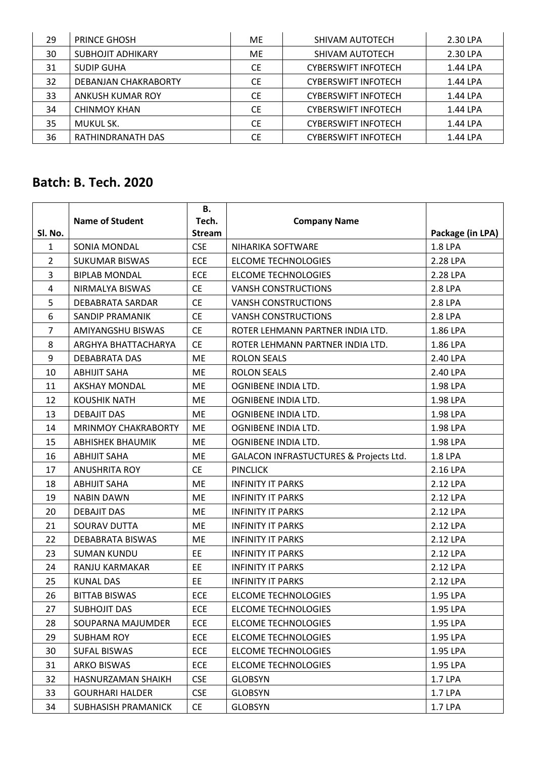| 29 | PRINCE GHOSH | ME | SHIVAM AUTOTECH | 2.30 LPA |
|---|---|---|---|---|
| 30 | SUBHOJIT ADHIKARY | ME | SHIVAM AUTOTECH | 2.30 LPA |
| 31 | SUDIP GUHA | CE | CYBERSWIFT INFOTECH | 1.44 LPA |
| 32 | DEBANJAN CHAKRABORTY | CE | CYBERSWIFT INFOTECH | 1.44 LPA |
| 33 | ANKUSH KUMAR ROY | CE | CYBERSWIFT INFOTECH | 1.44 LPA |
| 34 | CHINMOY KHAN | CE | CYBERSWIFT INFOTECH | 1.44 LPA |
| 35 | MUKUL SK. | CE | CYBERSWIFT INFOTECH | 1.44 LPA |
| 36 | RATHINDRANATH DAS | CE | CYBERSWIFT INFOTECH | 1.44 LPA |

## Batch: B. Tech. 2020

| Sl. No. | Name of Student | B. Tech. Stream | Company Name | Package (in LPA) |
|---|---|---|---|---|
| 1 | SONIA MONDAL | CSE | NIHARIKA SOFTWARE | 1.8 LPA |
| 2 | SUKUMAR BISWAS | ECE | ELCOME TECHNOLOGIES | 2.28 LPA |
| 3 | BIPLAB MONDAL | ECE | ELCOME TECHNOLOGIES | 2.28 LPA |
| 4 | NIRMALYA BISWAS | CE | VANSH CONSTRUCTIONS | 2.8 LPA |
| 5 | DEBABRATA SARDAR | CE | VANSH CONSTRUCTIONS | 2.8 LPA |
| 6 | SANDIP PRAMANIK | CE | VANSH CONSTRUCTIONS | 2.8 LPA |
| 7 | AMIYANGSHU BISWAS | CE | ROTER LEHMANN PARTNER INDIA LTD. | 1.86 LPA |
| 8 | ARGHYA BHATTACHARYA | CE | ROTER LEHMANN PARTNER INDIA LTD. | 1.86 LPA |
| 9 | DEBABRATA DAS | ME | ROLON SEALS | 2.40 LPA |
| 10 | ABHIJIT SAHA | ME | ROLON SEALS | 2.40 LPA |
| 11 | AKSHAY MONDAL | ME | OGNIBENE INDIA LTD. | 1.98 LPA |
| 12 | KOUSHIK NATH | ME | OGNIBENE INDIA LTD. | 1.98 LPA |
| 13 | DEBAJIT DAS | ME | OGNIBENE INDIA LTD. | 1.98 LPA |
| 14 | MRINMOY CHAKRABORTY | ME | OGNIBENE INDIA LTD. | 1.98 LPA |
| 15 | ABHISHEK BHAUMIK | ME | OGNIBENE INDIA LTD. | 1.98 LPA |
| 16 | ABHIJIT SAHA | ME | GALACON INFRASTUCTURES & Projects Ltd. | 1.8 LPA |
| 17 | ANUSHRITA ROY | CE | PINCLICK | 2.16 LPA |
| 18 | ABHIJIT SAHA | ME | INFINITY IT PARKS | 2.12 LPA |
| 19 | NABIN DAWN | ME | INFINITY IT PARKS | 2.12 LPA |
| 20 | DEBAJIT DAS | ME | INFINITY IT PARKS | 2.12 LPA |
| 21 | SOURAV DUTTA | ME | INFINITY IT PARKS | 2.12 LPA |
| 22 | DEBABRATA BISWAS | ME | INFINITY IT PARKS | 2.12 LPA |
| 23 | SUMAN KUNDU | EE | INFINITY IT PARKS | 2.12 LPA |
| 24 | RANJU KARMAKAR | EE | INFINITY IT PARKS | 2.12 LPA |
| 25 | KUNAL DAS | EE | INFINITY IT PARKS | 2.12 LPA |
| 26 | BITTAB BISWAS | ECE | ELCOME TECHNOLOGIES | 1.95 LPA |
| 27 | SUBHOJIT DAS | ECE | ELCOME TECHNOLOGIES | 1.95 LPA |
| 28 | SOUPARNA MAJUMDER | ECE | ELCOME TECHNOLOGIES | 1.95 LPA |
| 29 | SUBHAM ROY | ECE | ELCOME TECHNOLOGIES | 1.95 LPA |
| 30 | SUFAL BISWAS | ECE | ELCOME TECHNOLOGIES | 1.95 LPA |
| 31 | ARKO BISWAS | ECE | ELCOME TECHNOLOGIES | 1.95 LPA |
| 32 | HASNURZAMAN SHAIKH | CSE | GLOBSYN | 1.7 LPA |
| 33 | GOURHARI HALDER | CSE | GLOBSYN | 1.7 LPA |
| 34 | SUBHASISH PRAMANICK | CE | GLOBSYN | 1.7 LPA |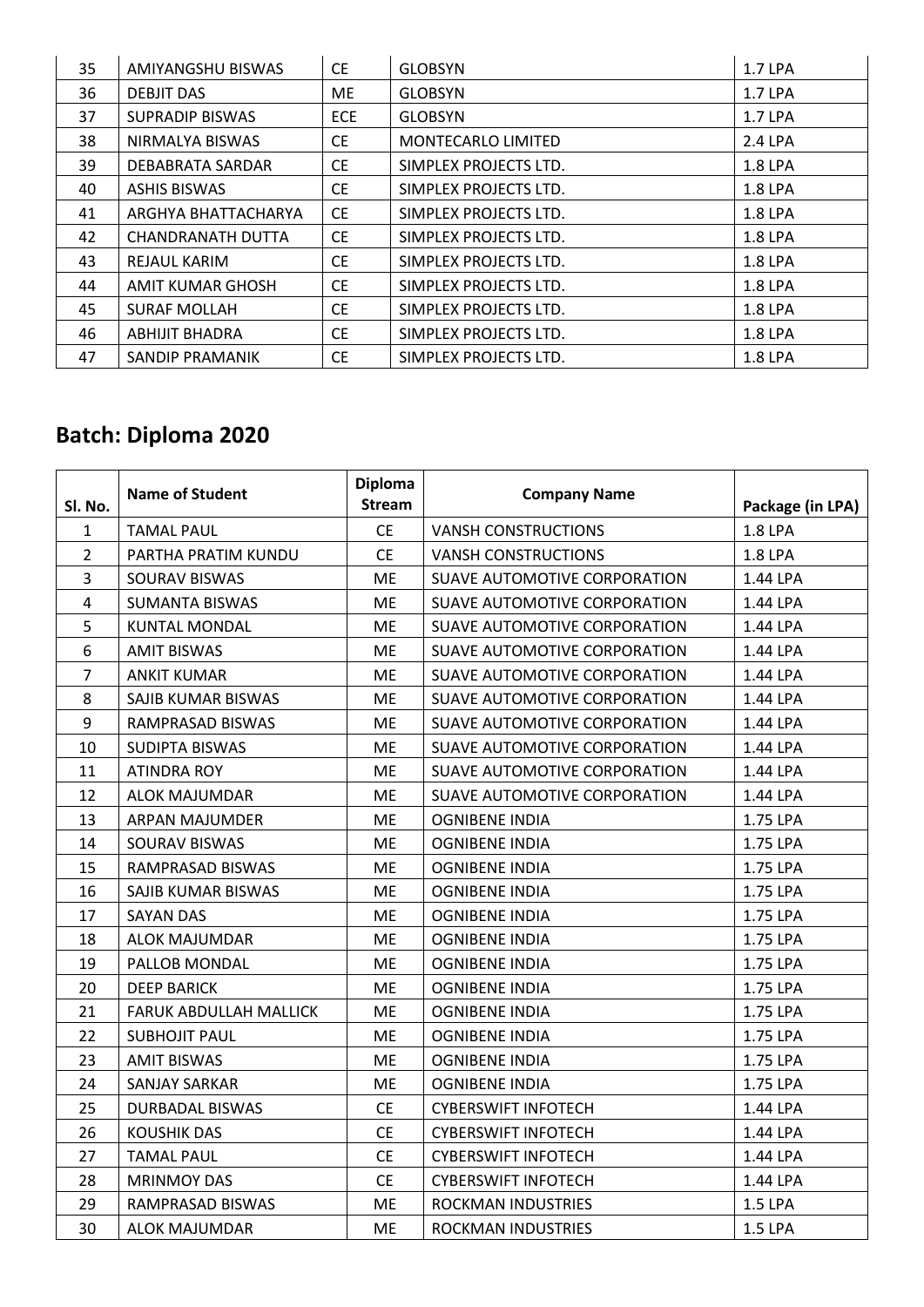| | | | | |
|---|---|---|---|---|
| 35 | AMIYANGSHU BISWAS | CE | GLOBSYN | 1.7 LPA |
| 36 | DEBJIT DAS | ME | GLOBSYN | 1.7 LPA |
| 37 | SUPRADIP BISWAS | ECE | GLOBSYN | 1.7 LPA |
| 38 | NIRMALYA BISWAS | CE | MONTECARLO LIMITED | 2.4 LPA |
| 39 | DEBABRATA SARDAR | CE | SIMPLEX PROJECTS LTD. | 1.8 LPA |
| 40 | ASHIS BISWAS | CE | SIMPLEX PROJECTS LTD. | 1.8 LPA |
| 41 | ARGHYA BHATTACHARYA | CE | SIMPLEX PROJECTS LTD. | 1.8 LPA |
| 42 | CHANDRANATH DUTTA | CE | SIMPLEX PROJECTS LTD. | 1.8 LPA |
| 43 | REJAUL KARIM | CE | SIMPLEX PROJECTS LTD. | 1.8 LPA |
| 44 | AMIT KUMAR GHOSH | CE | SIMPLEX PROJECTS LTD. | 1.8 LPA |
| 45 | SURAF MOLLAH | CE | SIMPLEX PROJECTS LTD. | 1.8 LPA |
| 46 | ABHIJIT BHADRA | CE | SIMPLEX PROJECTS LTD. | 1.8 LPA |
| 47 | SANDIP PRAMANIK | CE | SIMPLEX PROJECTS LTD. | 1.8 LPA |

## Batch: Diploma 2020

| Sl. No. | Name of Student | Diploma Stream | Company Name | Package (in LPA) |
|---|---|---|---|---|
| 1 | TAMAL PAUL | CE | VANSH CONSTRUCTIONS | 1.8 LPA |
| 2 | PARTHA PRATIM KUNDU | CE | VANSH CONSTRUCTIONS | 1.8 LPA |
| 3 | SOURAV BISWAS | ME | SUAVE AUTOMOTIVE CORPORATION | 1.44 LPA |
| 4 | SUMANTA BISWAS | ME | SUAVE AUTOMOTIVE CORPORATION | 1.44 LPA |
| 5 | KUNTAL MONDAL | ME | SUAVE AUTOMOTIVE CORPORATION | 1.44 LPA |
| 6 | AMIT BISWAS | ME | SUAVE AUTOMOTIVE CORPORATION | 1.44 LPA |
| 7 | ANKIT KUMAR | ME | SUAVE AUTOMOTIVE CORPORATION | 1.44 LPA |
| 8 | SAJIB KUMAR BISWAS | ME | SUAVE AUTOMOTIVE CORPORATION | 1.44 LPA |
| 9 | RAMPRASAD BISWAS | ME | SUAVE AUTOMOTIVE CORPORATION | 1.44 LPA |
| 10 | SUDIPTA BISWAS | ME | SUAVE AUTOMOTIVE CORPORATION | 1.44 LPA |
| 11 | ATINDRA ROY | ME | SUAVE AUTOMOTIVE CORPORATION | 1.44 LPA |
| 12 | ALOK MAJUMDAR | ME | SUAVE AUTOMOTIVE CORPORATION | 1.44 LPA |
| 13 | ARPAN MAJUMDER | ME | OGNIBENE INDIA | 1.75 LPA |
| 14 | SOURAV BISWAS | ME | OGNIBENE INDIA | 1.75 LPA |
| 15 | RAMPRASAD BISWAS | ME | OGNIBENE INDIA | 1.75 LPA |
| 16 | SAJIB KUMAR BISWAS | ME | OGNIBENE INDIA | 1.75 LPA |
| 17 | SAYAN DAS | ME | OGNIBENE INDIA | 1.75 LPA |
| 18 | ALOK MAJUMDAR | ME | OGNIBENE INDIA | 1.75 LPA |
| 19 | PALLOB MONDAL | ME | OGNIBENE INDIA | 1.75 LPA |
| 20 | DEEP BARICK | ME | OGNIBENE INDIA | 1.75 LPA |
| 21 | FARUK ABDULLAH MALLICK | ME | OGNIBENE INDIA | 1.75 LPA |
| 22 | SUBHOJIT PAUL | ME | OGNIBENE INDIA | 1.75 LPA |
| 23 | AMIT BISWAS | ME | OGNIBENE INDIA | 1.75 LPA |
| 24 | SANJAY SARKAR | ME | OGNIBENE INDIA | 1.75 LPA |
| 25 | DURBADAL BISWAS | CE | CYBERSWIFT INFOTECH | 1.44 LPA |
| 26 | KOUSHIK DAS | CE | CYBERSWIFT INFOTECH | 1.44 LPA |
| 27 | TAMAL PAUL | CE | CYBERSWIFT INFOTECH | 1.44 LPA |
| 28 | MRINMOY DAS | CE | CYBERSWIFT INFOTECH | 1.44 LPA |
| 29 | RAMPRASAD BISWAS | ME | ROCKMAN INDUSTRIES | 1.5 LPA |
| 30 | ALOK MAJUMDAR | ME | ROCKMAN INDUSTRIES | 1.5 LPA |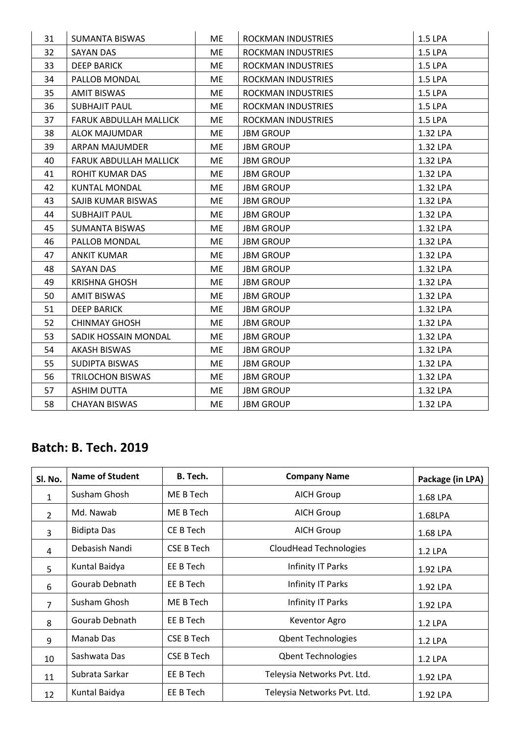| 31 | SUMANTA BISWAS | ME | ROCKMAN INDUSTRIES | 1.5 LPA |
|---|---|---|---|---|
| 32 | SAYAN DAS | ME | ROCKMAN INDUSTRIES | 1.5 LPA |
| 33 | DEEP BARICK | ME | ROCKMAN INDUSTRIES | 1.5 LPA |
| 34 | PALLOB MONDAL | ME | ROCKMAN INDUSTRIES | 1.5 LPA |
| 35 | AMIT BISWAS | ME | ROCKMAN INDUSTRIES | 1.5 LPA |
| 36 | SUBHAJIT PAUL | ME | ROCKMAN INDUSTRIES | 1.5 LPA |
| 37 | FARUK ABDULLAH MALLICK | ME | ROCKMAN INDUSTRIES | 1.5 LPA |
| 38 | ALOK MAJUMDAR | ME | JBM GROUP | 1.32 LPA |
| 39 | ARPAN MAJUMDER | ME | JBM GROUP | 1.32 LPA |
| 40 | FARUK ABDULLAH MALLICK | ME | JBM GROUP | 1.32 LPA |
| 41 | ROHIT KUMAR DAS | ME | JBM GROUP | 1.32 LPA |
| 42 | KUNTAL MONDAL | ME | JBM GROUP | 1.32 LPA |
| 43 | SAJIB KUMAR BISWAS | ME | JBM GROUP | 1.32 LPA |
| 44 | SUBHAJIT PAUL | ME | JBM GROUP | 1.32 LPA |
| 45 | SUMANTA BISWAS | ME | JBM GROUP | 1.32 LPA |
| 46 | PALLOB MONDAL | ME | JBM GROUP | 1.32 LPA |
| 47 | ANKIT KUMAR | ME | JBM GROUP | 1.32 LPA |
| 48 | SAYAN DAS | ME | JBM GROUP | 1.32 LPA |
| 49 | KRISHNA GHOSH | ME | JBM GROUP | 1.32 LPA |
| 50 | AMIT BISWAS | ME | JBM GROUP | 1.32 LPA |
| 51 | DEEP BARICK | ME | JBM GROUP | 1.32 LPA |
| 52 | CHINMAY GHOSH | ME | JBM GROUP | 1.32 LPA |
| 53 | SADIK HOSSAIN MONDAL | ME | JBM GROUP | 1.32 LPA |
| 54 | AKASH BISWAS | ME | JBM GROUP | 1.32 LPA |
| 55 | SUDIPTA BISWAS | ME | JBM GROUP | 1.32 LPA |
| 56 | TRILOCHON BISWAS | ME | JBM GROUP | 1.32 LPA |
| 57 | ASHIM DUTTA | ME | JBM GROUP | 1.32 LPA |
| 58 | CHAYAN BISWAS | ME | JBM GROUP | 1.32 LPA |

## Batch: B. Tech. 2019

| Sl. No. | Name of Student | B. Tech. | Company Name | Package (in LPA) |
|---|---|---|---|---|
| 1 | Susham Ghosh | ME B Tech | AICH Group | 1.68 LPA |
| 2 | Md. Nawab | ME B Tech | AICH Group | 1.68LPA |
| 3 | Bidipta Das | CE B Tech | AICH Group | 1.68 LPA |
| 4 | Debasish Nandi | CSE B Tech | CloudHead Technologies | 1.2 LPA |
| 5 | Kuntal Baidya | EE B Tech | Infinity IT Parks | 1.92 LPA |
| 6 | Gourab Debnath | EE B Tech | Infinity IT Parks | 1.92 LPA |
| 7 | Susham Ghosh | ME B Tech | Infinity IT Parks | 1.92 LPA |
| 8 | Gourab Debnath | EE B Tech | Keventor Agro | 1.2 LPA |
| 9 | Manab Das | CSE B Tech | Qbent Technologies | 1.2 LPA |
| 10 | Sashwata Das | CSE B Tech | Qbent Technologies | 1.2 LPA |
| 11 | Subrata Sarkar | EE B Tech | Teleysia Networks Pvt. Ltd. | 1.92 LPA |
| 12 | Kuntal Baidya | EE B Tech | Teleysia Networks Pvt. Ltd. | 1.92 LPA |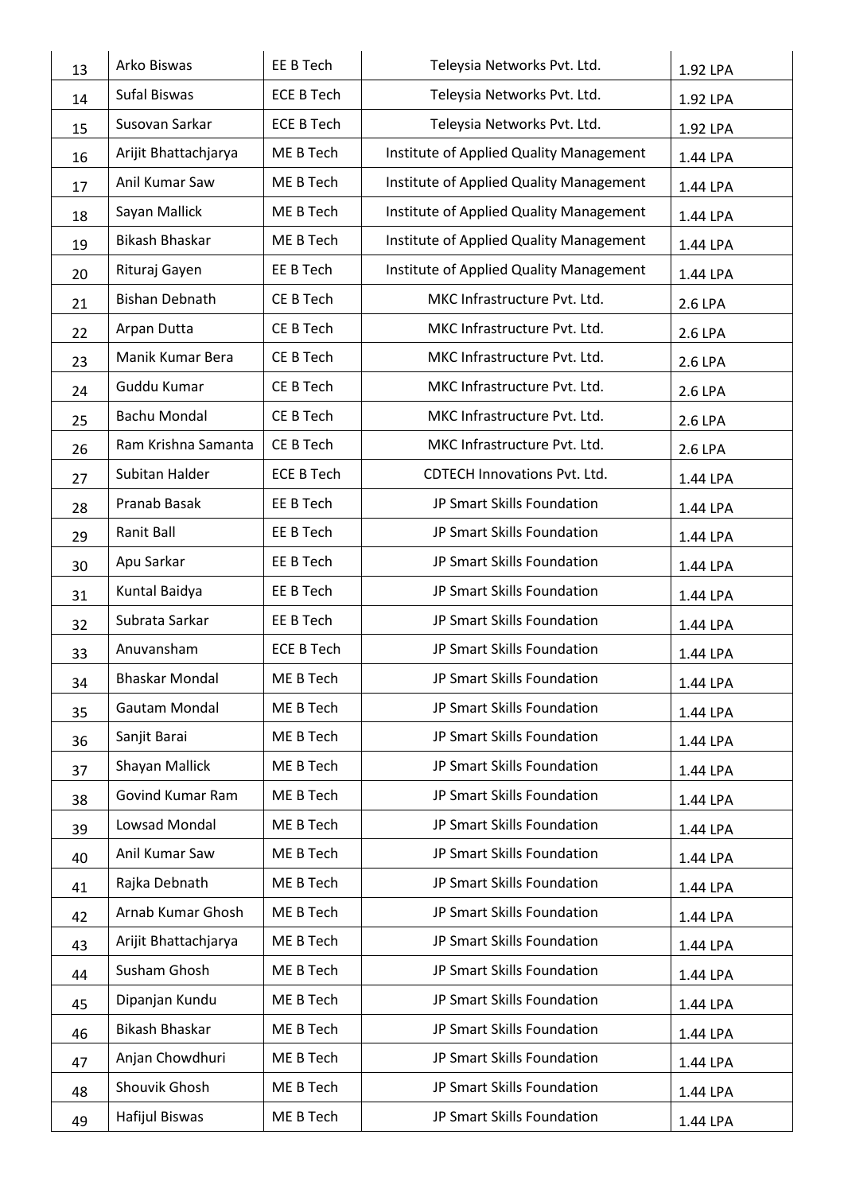| 13 | Arko Biswas | EE B Tech | Teleysia Networks Pvt. Ltd. | 1.92 LPA |
|---|---|---|---|---|
| 14 | Sufal Biswas | ECE B Tech | Teleysia Networks Pvt. Ltd. | 1.92 LPA |
| 15 | Susovan Sarkar | ECE B Tech | Teleysia Networks Pvt. Ltd. | 1.92 LPA |
| 16 | Arijit Bhattachjarya | ME B Tech | Institute of Applied Quality Management | 1.44 LPA |
| 17 | Anil Kumar Saw | ME B Tech | Institute of Applied Quality Management | 1.44 LPA |
| 18 | Sayan Mallick | ME B Tech | Institute of Applied Quality Management | 1.44 LPA |
| 19 | Bikash Bhaskar | ME B Tech | Institute of Applied Quality Management | 1.44 LPA |
| 20 | Rituraj Gayen | EE B Tech | Institute of Applied Quality Management | 1.44 LPA |
| 21 | Bishan Debnath | CE B Tech | MKC Infrastructure Pvt. Ltd. | 2.6 LPA |
| 22 | Arpan Dutta | CE B Tech | MKC Infrastructure Pvt. Ltd. | 2.6 LPA |
| 23 | Manik Kumar Bera | CE B Tech | MKC Infrastructure Pvt. Ltd. | 2.6 LPA |
| 24 | Guddu Kumar | CE B Tech | MKC Infrastructure Pvt. Ltd. | 2.6 LPA |
| 25 | Bachu Mondal | CE B Tech | MKC Infrastructure Pvt. Ltd. | 2.6 LPA |
| 26 | Ram Krishna Samanta | CE B Tech | MKC Infrastructure Pvt. Ltd. | 2.6 LPA |
| 27 | Subitan Halder | ECE B Tech | CDTECH Innovations Pvt. Ltd. | 1.44 LPA |
| 28 | Pranab Basak | EE B Tech | JP Smart Skills Foundation | 1.44 LPA |
| 29 | Ranit Ball | EE B Tech | JP Smart Skills Foundation | 1.44 LPA |
| 30 | Apu Sarkar | EE B Tech | JP Smart Skills Foundation | 1.44 LPA |
| 31 | Kuntal Baidya | EE B Tech | JP Smart Skills Foundation | 1.44 LPA |
| 32 | Subrata Sarkar | EE B Tech | JP Smart Skills Foundation | 1.44 LPA |
| 33 | Anuvansham | ECE B Tech | JP Smart Skills Foundation | 1.44 LPA |
| 34 | Bhaskar Mondal | ME B Tech | JP Smart Skills Foundation | 1.44 LPA |
| 35 | Gautam Mondal | ME B Tech | JP Smart Skills Foundation | 1.44 LPA |
| 36 | Sanjit Barai | ME B Tech | JP Smart Skills Foundation | 1.44 LPA |
| 37 | Shayan Mallick | ME B Tech | JP Smart Skills Foundation | 1.44 LPA |
| 38 | Govind Kumar Ram | ME B Tech | JP Smart Skills Foundation | 1.44 LPA |
| 39 | Lowsad Mondal | ME B Tech | JP Smart Skills Foundation | 1.44 LPA |
| 40 | Anil Kumar Saw | ME B Tech | JP Smart Skills Foundation | 1.44 LPA |
| 41 | Rajka Debnath | ME B Tech | JP Smart Skills Foundation | 1.44 LPA |
| 42 | Arnab Kumar Ghosh | ME B Tech | JP Smart Skills Foundation | 1.44 LPA |
| 43 | Arijit Bhattachjarya | ME B Tech | JP Smart Skills Foundation | 1.44 LPA |
| 44 | Susham Ghosh | ME B Tech | JP Smart Skills Foundation | 1.44 LPA |
| 45 | Dipanjan Kundu | ME B Tech | JP Smart Skills Foundation | 1.44 LPA |
| 46 | Bikash Bhaskar | ME B Tech | JP Smart Skills Foundation | 1.44 LPA |
| 47 | Anjan Chowdhuri | ME B Tech | JP Smart Skills Foundation | 1.44 LPA |
| 48 | Shouvik Ghosh | ME B Tech | JP Smart Skills Foundation | 1.44 LPA |
| 49 | Hafijul Biswas | ME B Tech | JP Smart Skills Foundation | 1.44 LPA |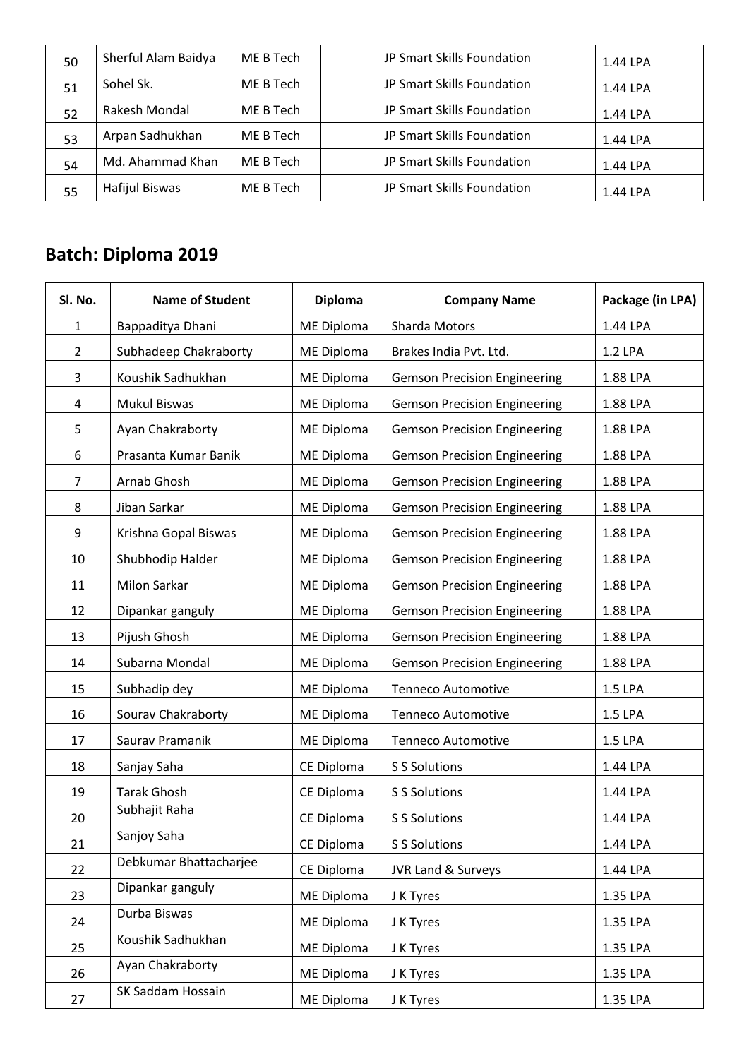| | | | | |
|---|---|---|---|---|
| 50 | Sherful Alam Baidya | ME B Tech | JP Smart Skills Foundation | 1.44 LPA |
| 51 | Sohel Sk. | ME B Tech | JP Smart Skills Foundation | 1.44 LPA |
| 52 | Rakesh Mondal | ME B Tech | JP Smart Skills Foundation | 1.44 LPA |
| 53 | Arpan Sadhukhan | ME B Tech | JP Smart Skills Foundation | 1.44 LPA |
| 54 | Md. Ahammad Khan | ME B Tech | JP Smart Skills Foundation | 1.44 LPA |
| 55 | Hafijul Biswas | ME B Tech | JP Smart Skills Foundation | 1.44 LPA |

## Batch: Diploma 2019

| Sl. No. | Name of Student | Diploma | Company Name | Package (in LPA) |
|---|---|---|---|---|
| 1 | Bappaditya Dhani | ME Diploma | Sharda Motors | 1.44 LPA |
| 2 | Subhadeep Chakraborty | ME Diploma | Brakes India Pvt. Ltd. | 1.2 LPA |
| 3 | Koushik Sadhukhan | ME Diploma | Gemson Precision Engineering | 1.88 LPA |
| 4 | Mukul Biswas | ME Diploma | Gemson Precision Engineering | 1.88 LPA |
| 5 | Ayan Chakraborty | ME Diploma | Gemson Precision Engineering | 1.88 LPA |
| 6 | Prasanta Kumar Banik | ME Diploma | Gemson Precision Engineering | 1.88 LPA |
| 7 | Arnab Ghosh | ME Diploma | Gemson Precision Engineering | 1.88 LPA |
| 8 | Jiban Sarkar | ME Diploma | Gemson Precision Engineering | 1.88 LPA |
| 9 | Krishna Gopal Biswas | ME Diploma | Gemson Precision Engineering | 1.88 LPA |
| 10 | Shubhodip Halder | ME Diploma | Gemson Precision Engineering | 1.88 LPA |
| 11 | Milon Sarkar | ME Diploma | Gemson Precision Engineering | 1.88 LPA |
| 12 | Dipankar ganguly | ME Diploma | Gemson Precision Engineering | 1.88 LPA |
| 13 | Pijush Ghosh | ME Diploma | Gemson Precision Engineering | 1.88 LPA |
| 14 | Subarna Mondal | ME Diploma | Gemson Precision Engineering | 1.88 LPA |
| 15 | Subhadip dey | ME Diploma | Tenneco Automotive | 1.5 LPA |
| 16 | Sourav Chakraborty | ME Diploma | Tenneco Automotive | 1.5 LPA |
| 17 | Saurav Pramanik | ME Diploma | Tenneco Automotive | 1.5 LPA |
| 18 | Sanjay Saha | CE Diploma | S S Solutions | 1.44 LPA |
| 19 | Tarak Ghosh | CE Diploma | S S Solutions | 1.44 LPA |
| 20 | Subhajit Raha | CE Diploma | S S Solutions | 1.44 LPA |
| 21 | Sanjoy Saha | CE Diploma | S S Solutions | 1.44 LPA |
| 22 | Debkumar Bhattacharjee | CE Diploma | JVR Land & Surveys | 1.44 LPA |
| 23 | Dipankar ganguly | ME Diploma | J K Tyres | 1.35 LPA |
| 24 | Durba Biswas | ME Diploma | J K Tyres | 1.35 LPA |
| 25 | Koushik Sadhukhan | ME Diploma | J K Tyres | 1.35 LPA |
| 26 | Ayan Chakraborty | ME Diploma | J K Tyres | 1.35 LPA |
| 27 | SK Saddam Hossain | ME Diploma | J K Tyres | 1.35 LPA |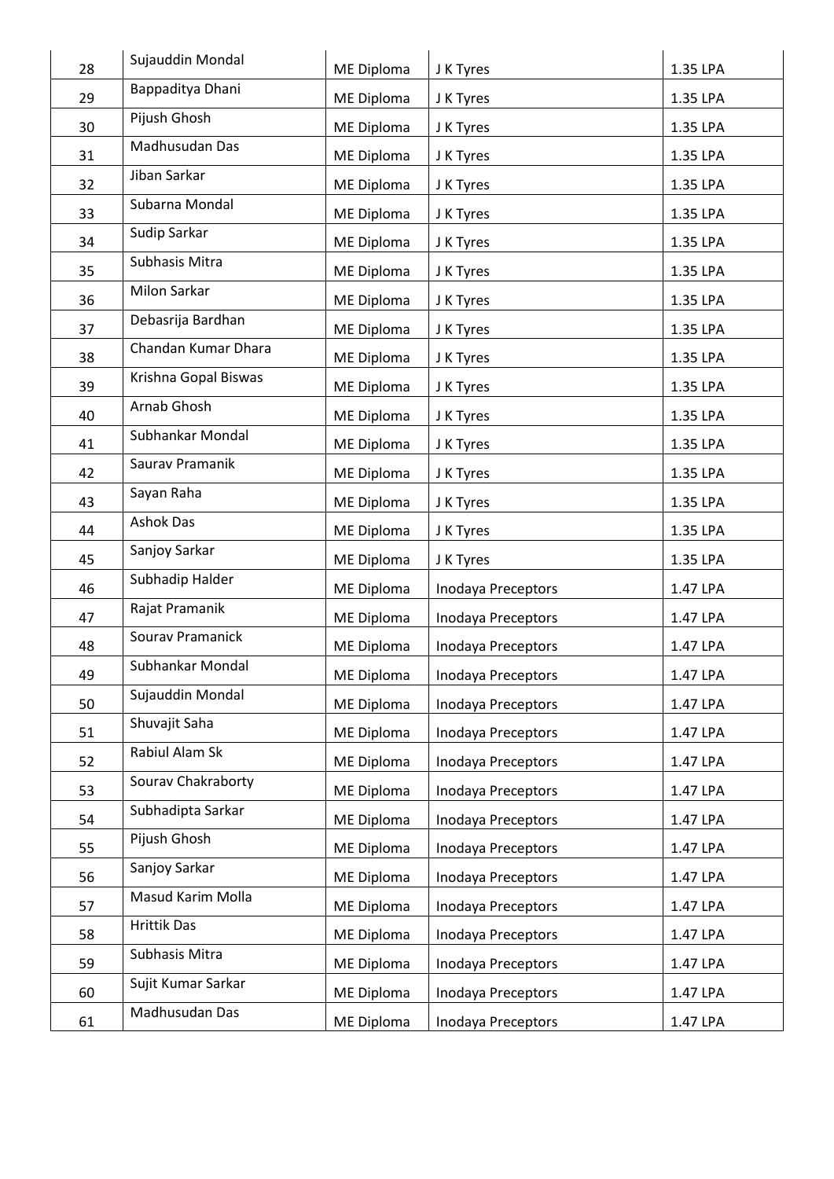| 28 | Sujauddin Mondal | ME Diploma | J K Tyres | 1.35 LPA |
|---|---|---|---|---|
| 29 | Bappaditya Dhani | ME Diploma | J K Tyres | 1.35 LPA |
| 30 | Pijush Ghosh | ME Diploma | J K Tyres | 1.35 LPA |
| 31 | Madhusudan Das | ME Diploma | J K Tyres | 1.35 LPA |
| 32 | Jiban Sarkar | ME Diploma | J K Tyres | 1.35 LPA |
| 33 | Subarna Mondal | ME Diploma | J K Tyres | 1.35 LPA |
| 34 | Sudip Sarkar | ME Diploma | J K Tyres | 1.35 LPA |
| 35 | Subhasis Mitra | ME Diploma | J K Tyres | 1.35 LPA |
| 36 | Milon Sarkar | ME Diploma | J K Tyres | 1.35 LPA |
| 37 | Debasrija Bardhan | ME Diploma | J K Tyres | 1.35 LPA |
| 38 | Chandan Kumar Dhara | ME Diploma | J K Tyres | 1.35 LPA |
| 39 | Krishna Gopal Biswas | ME Diploma | J K Tyres | 1.35 LPA |
| 40 | Arnab Ghosh | ME Diploma | J K Tyres | 1.35 LPA |
| 41 | Subhankar Mondal | ME Diploma | J K Tyres | 1.35 LPA |
| 42 | Saurav Pramanik | ME Diploma | J K Tyres | 1.35 LPA |
| 43 | Sayan Raha | ME Diploma | J K Tyres | 1.35 LPA |
| 44 | Ashok Das | ME Diploma | J K Tyres | 1.35 LPA |
| 45 | Sanjoy Sarkar | ME Diploma | J K Tyres | 1.35 LPA |
| 46 | Subhadip Halder | ME Diploma | Inodaya Preceptors | 1.47 LPA |
| 47 | Rajat Pramanik | ME Diploma | Inodaya Preceptors | 1.47 LPA |
| 48 | Sourav Pramanick | ME Diploma | Inodaya Preceptors | 1.47 LPA |
| 49 | Subhankar Mondal | ME Diploma | Inodaya Preceptors | 1.47 LPA |
| 50 | Sujauddin Mondal | ME Diploma | Inodaya Preceptors | 1.47 LPA |
| 51 | Shuvajit Saha | ME Diploma | Inodaya Preceptors | 1.47 LPA |
| 52 | Rabiul Alam Sk | ME Diploma | Inodaya Preceptors | 1.47 LPA |
| 53 | Sourav Chakraborty | ME Diploma | Inodaya Preceptors | 1.47 LPA |
| 54 | Subhadipta Sarkar | ME Diploma | Inodaya Preceptors | 1.47 LPA |
| 55 | Pijush Ghosh | ME Diploma | Inodaya Preceptors | 1.47 LPA |
| 56 | Sanjoy Sarkar | ME Diploma | Inodaya Preceptors | 1.47 LPA |
| 57 | Masud Karim Molla | ME Diploma | Inodaya Preceptors | 1.47 LPA |
| 58 | Hrittik Das | ME Diploma | Inodaya Preceptors | 1.47 LPA |
| 59 | Subhasis Mitra | ME Diploma | Inodaya Preceptors | 1.47 LPA |
| 60 | Sujit Kumar Sarkar | ME Diploma | Inodaya Preceptors | 1.47 LPA |
| 61 | Madhusudan Das | ME Diploma | Inodaya Preceptors | 1.47 LPA |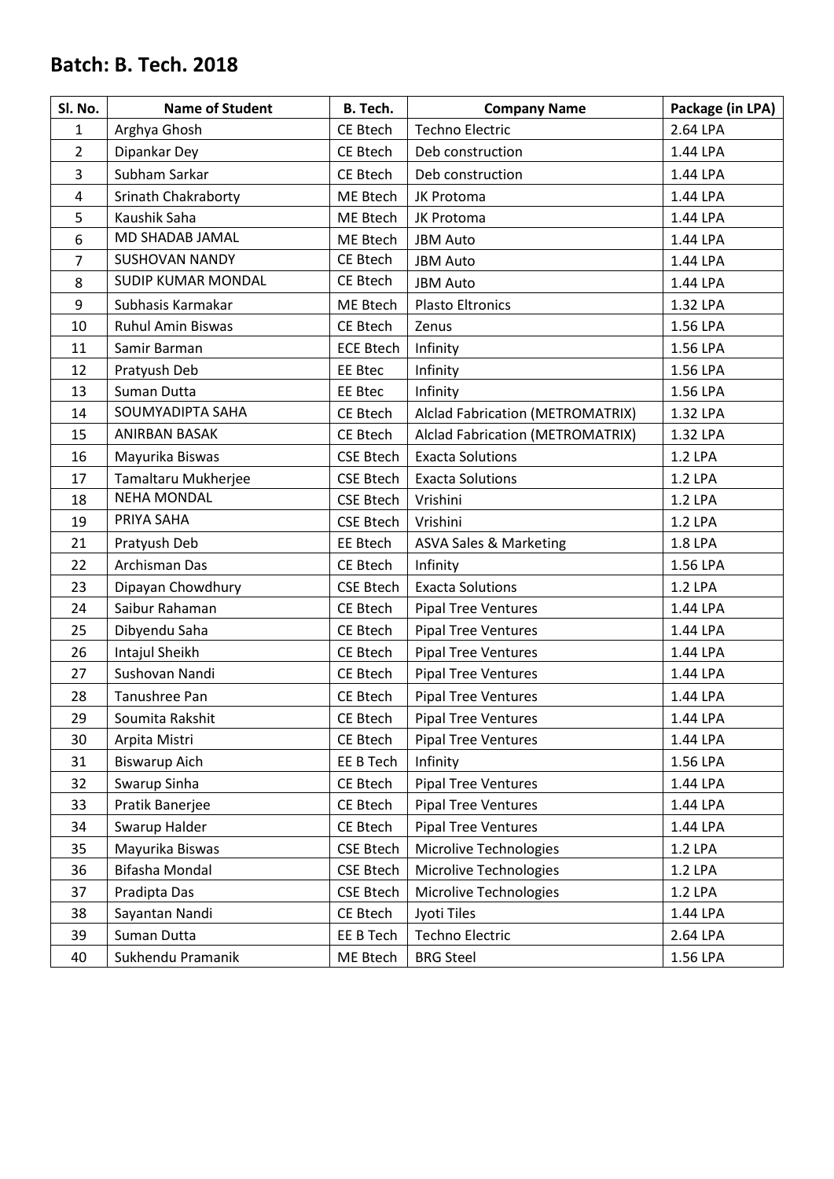## Batch: B. Tech. 2018

| Sl. No. | Name of Student | B. Tech. | Company Name | Package (in LPA) |
|---|---|---|---|---|
| 1 | Arghya Ghosh | CE Btech | Techno Electric | 2.64 LPA |
| 2 | Dipankar Dey | CE Btech | Deb construction | 1.44 LPA |
| 3 | Subham Sarkar | CE Btech | Deb construction | 1.44 LPA |
| 4 | Srinath Chakraborty | ME Btech | JK Protoma | 1.44 LPA |
| 5 | Kaushik Saha | ME Btech | JK Protoma | 1.44 LPA |
| 6 | MD SHADAB JAMAL | ME Btech | JBM Auto | 1.44 LPA |
| 7 | SUSHOVAN NANDY | CE Btech | JBM Auto | 1.44 LPA |
| 8 | SUDIP KUMAR MONDAL | CE Btech | JBM Auto | 1.44 LPA |
| 9 | Subhasis Karmakar | ME Btech | Plasto Eltronics | 1.32 LPA |
| 10 | Ruhul Amin Biswas | CE Btech | Zenus | 1.56 LPA |
| 11 | Samir Barman | ECE Btech | Infinity | 1.56 LPA |
| 12 | Pratyush Deb | EE Btec | Infinity | 1.56 LPA |
| 13 | Suman Dutta | EE Btec | Infinity | 1.56 LPA |
| 14 | SOUMYADIPTA SAHA | CE Btech | Alclad Fabrication (METROMATRIX) | 1.32 LPA |
| 15 | ANIRBAN BASAK | CE Btech | Alclad Fabrication (METROMATRIX) | 1.32 LPA |
| 16 | Mayurika Biswas | CSE Btech | Exacta Solutions | 1.2 LPA |
| 17 | Tamaltaru Mukherjee | CSE Btech | Exacta Solutions | 1.2 LPA |
| 18 | NEHA MONDAL | CSE Btech | Vrishini | 1.2 LPA |
| 19 | PRIYA SAHA | CSE Btech | Vrishini | 1.2 LPA |
| 21 | Pratyush Deb | EE Btech | ASVA Sales & Marketing | 1.8 LPA |
| 22 | Archisman Das | CE Btech | Infinity | 1.56 LPA |
| 23 | Dipayan Chowdhury | CSE Btech | Exacta Solutions | 1.2 LPA |
| 24 | Saibur Rahaman | CE Btech | Pipal Tree Ventures | 1.44 LPA |
| 25 | Dibyendu Saha | CE Btech | Pipal Tree Ventures | 1.44 LPA |
| 26 | Intajul Sheikh | CE Btech | Pipal Tree Ventures | 1.44 LPA |
| 27 | Sushovan Nandi | CE Btech | Pipal Tree Ventures | 1.44 LPA |
| 28 | Tanushree Pan | CE Btech | Pipal Tree Ventures | 1.44 LPA |
| 29 | Soumita Rakshit | CE Btech | Pipal Tree Ventures | 1.44 LPA |
| 30 | Arpita Mistri | CE Btech | Pipal Tree Ventures | 1.44 LPA |
| 31 | Biswarup Aich | EE B Tech | Infinity | 1.56 LPA |
| 32 | Swarup Sinha | CE Btech | Pipal Tree Ventures | 1.44 LPA |
| 33 | Pratik Banerjee | CE Btech | Pipal Tree Ventures | 1.44 LPA |
| 34 | Swarup Halder | CE Btech | Pipal Tree Ventures | 1.44 LPA |
| 35 | Mayurika Biswas | CSE Btech | Microlive Technologies | 1.2 LPA |
| 36 | Bifasha Mondal | CSE Btech | Microlive Technologies | 1.2 LPA |
| 37 | Pradipta Das | CSE Btech | Microlive Technologies | 1.2 LPA |
| 38 | Sayantan Nandi | CE Btech | Jyoti Tiles | 1.44 LPA |
| 39 | Suman Dutta | EE B Tech | Techno Electric | 2.64 LPA |
| 40 | Sukhendu Pramanik | ME Btech | BRG Steel | 1.56 LPA |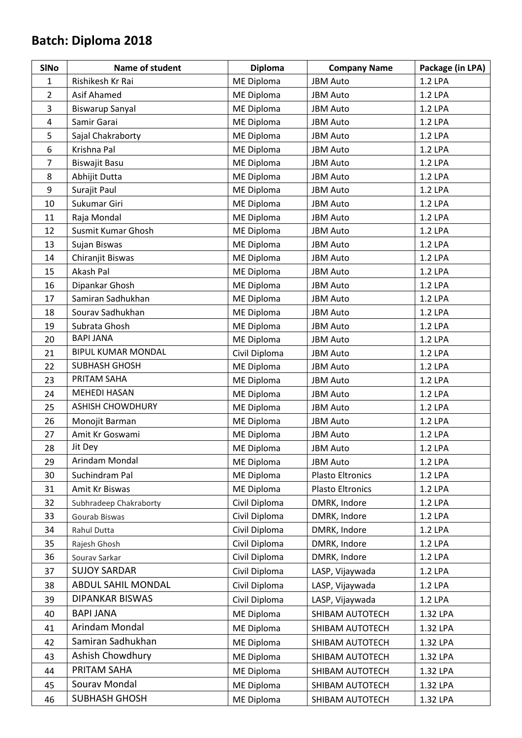## Batch: Diploma 2018

| SlNo | Name of student | Diploma | Company Name | Package (in LPA) |
|---|---|---|---|---|
| 1 | Rishikesh Kr Rai | ME Diploma | JBM Auto | 1.2 LPA |
| 2 | Asif Ahamed | ME Diploma | JBM Auto | 1.2 LPA |
| 3 | Biswarup Sanyal | ME Diploma | JBM Auto | 1.2 LPA |
| 4 | Samir Garai | ME Diploma | JBM Auto | 1.2 LPA |
| 5 | Sajal Chakraborty | ME Diploma | JBM Auto | 1.2 LPA |
| 6 | Krishna Pal | ME Diploma | JBM Auto | 1.2 LPA |
| 7 | Biswajit Basu | ME Diploma | JBM Auto | 1.2 LPA |
| 8 | Abhijit Dutta | ME Diploma | JBM Auto | 1.2 LPA |
| 9 | Surajit Paul | ME Diploma | JBM Auto | 1.2 LPA |
| 10 | Sukumar Giri | ME Diploma | JBM Auto | 1.2 LPA |
| 11 | Raja Mondal | ME Diploma | JBM Auto | 1.2 LPA |
| 12 | Susmit Kumar Ghosh | ME Diploma | JBM Auto | 1.2 LPA |
| 13 | Sujan Biswas | ME Diploma | JBM Auto | 1.2 LPA |
| 14 | Chiranjit Biswas | ME Diploma | JBM Auto | 1.2 LPA |
| 15 | Akash Pal | ME Diploma | JBM Auto | 1.2 LPA |
| 16 | Dipankar Ghosh | ME Diploma | JBM Auto | 1.2 LPA |
| 17 | Samiran Sadhukhan | ME Diploma | JBM Auto | 1.2 LPA |
| 18 | Sourav Sadhukhan | ME Diploma | JBM Auto | 1.2 LPA |
| 19 | Subrata Ghosh | ME Diploma | JBM Auto | 1.2 LPA |
| 20 | BAPI JANA | ME Diploma | JBM Auto | 1.2 LPA |
| 21 | BIPUL KUMAR MONDAL | Civil Diploma | JBM Auto | 1.2 LPA |
| 22 | SUBHASH GHOSH | ME Diploma | JBM Auto | 1.2 LPA |
| 23 | PRITAM SAHA | ME Diploma | JBM Auto | 1.2 LPA |
| 24 | MEHEDI HASAN | ME Diploma | JBM Auto | 1.2 LPA |
| 25 | ASHISH CHOWDHURY | ME Diploma | JBM Auto | 1.2 LPA |
| 26 | Monojit Barman | ME Diploma | JBM Auto | 1.2 LPA |
| 27 | Amit Kr Goswami | ME Diploma | JBM Auto | 1.2 LPA |
| 28 | Jit Dey | ME Diploma | JBM Auto | 1.2 LPA |
| 29 | Arindam Mondal | ME Diploma | JBM Auto | 1.2 LPA |
| 30 | Suchindram Pal | ME Diploma | Plasto Eltronics | 1.2 LPA |
| 31 | Amit Kr Biswas | ME Diploma | Plasto Eltronics | 1.2 LPA |
| 32 | Subhradeep Chakraborty | Civil Diploma | DMRK, Indore | 1.2 LPA |
| 33 | Gourab Biswas | Civil Diploma | DMRK, Indore | 1.2 LPA |
| 34 | Rahul Dutta | Civil Diploma | DMRK, Indore | 1.2 LPA |
| 35 | Rajesh Ghosh | Civil Diploma | DMRK, Indore | 1.2 LPA |
| 36 | Sourav Sarkar | Civil Diploma | DMRK, Indore | 1.2 LPA |
| 37 | SUJOY SARDAR | Civil Diploma | LASP, Vijaywada | 1.2 LPA |
| 38 | ABDUL SAHIL MONDAL | Civil Diploma | LASP, Vijaywada | 1.2 LPA |
| 39 | DIPANKAR BISWAS | Civil Diploma | LASP, Vijaywada | 1.2 LPA |
| 40 | BAPI JANA | ME Diploma | SHIBAM AUTOTECH | 1.32 LPA |
| 41 | Arindam Mondal | ME Diploma | SHIBAM AUTOTECH | 1.32 LPA |
| 42 | Samiran Sadhukhan | ME Diploma | SHIBAM AUTOTECH | 1.32 LPA |
| 43 | Ashish Chowdhury | ME Diploma | SHIBAM AUTOTECH | 1.32 LPA |
| 44 | PRITAM SAHA | ME Diploma | SHIBAM AUTOTECH | 1.32 LPA |
| 45 | Sourav Mondal | ME Diploma | SHIBAM AUTOTECH | 1.32 LPA |
| 46 | SUBHASH GHOSH | ME Diploma | SHIBAM AUTOTECH | 1.32 LPA |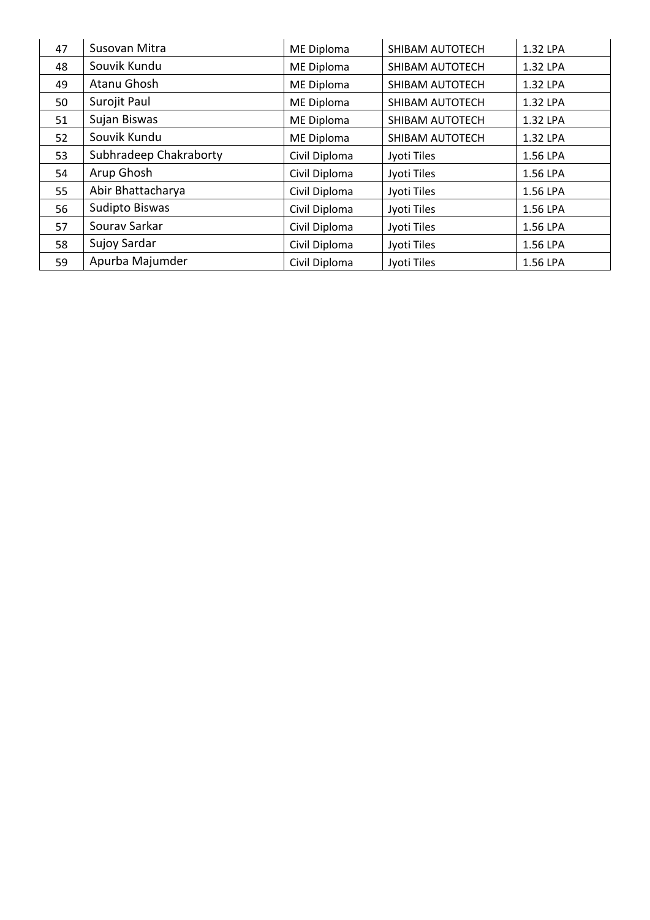| | | | | |
|---|---|---|---|---|
| 47 | Susovan Mitra | ME Diploma | SHIBAM AUTOTECH | 1.32 LPA |
| 48 | Souvik Kundu | ME Diploma | SHIBAM AUTOTECH | 1.32 LPA |
| 49 | Atanu Ghosh | ME Diploma | SHIBAM AUTOTECH | 1.32 LPA |
| 50 | Surojit Paul | ME Diploma | SHIBAM AUTOTECH | 1.32 LPA |
| 51 | Sujan Biswas | ME Diploma | SHIBAM AUTOTECH | 1.32 LPA |
| 52 | Souvik Kundu | ME Diploma | SHIBAM AUTOTECH | 1.32 LPA |
| 53 | Subhradeep Chakraborty | Civil Diploma | Jyoti Tiles | 1.56 LPA |
| 54 | Arup Ghosh | Civil Diploma | Jyoti Tiles | 1.56 LPA |
| 55 | Abir Bhattacharya | Civil Diploma | Jyoti Tiles | 1.56 LPA |
| 56 | Sudipto Biswas | Civil Diploma | Jyoti Tiles | 1.56 LPA |
| 57 | Sourav Sarkar | Civil Diploma | Jyoti Tiles | 1.56 LPA |
| 58 | Sujoy Sardar | Civil Diploma | Jyoti Tiles | 1.56 LPA |
| 59 | Apurba Majumder | Civil Diploma | Jyoti Tiles | 1.56 LPA |